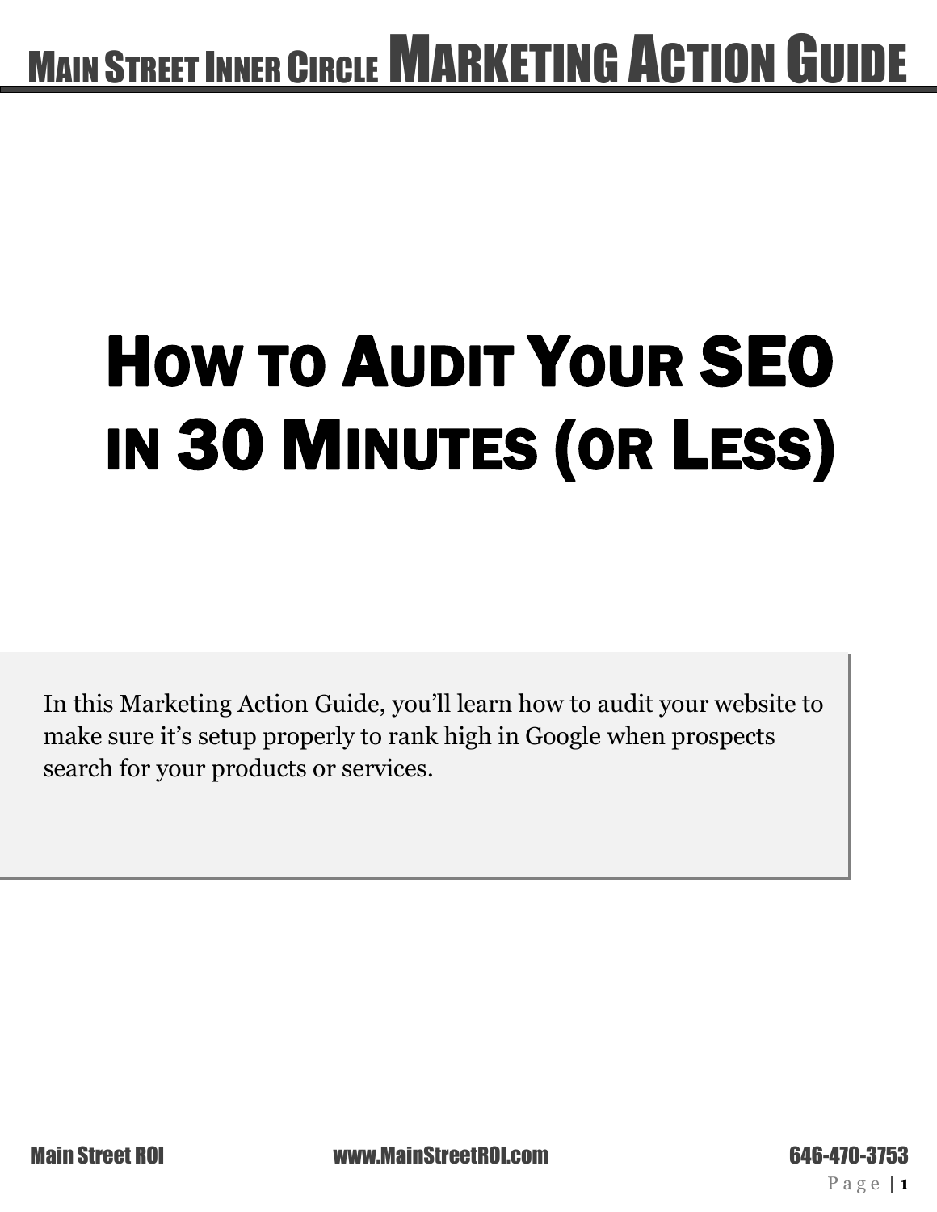# How to Audit Your SEO in 30 Minutes (or Less)

In this Marketing Action Guide, you'll learn how to audit your website to make sure it's setup properly to rank high in Google when prospects search for your products or services.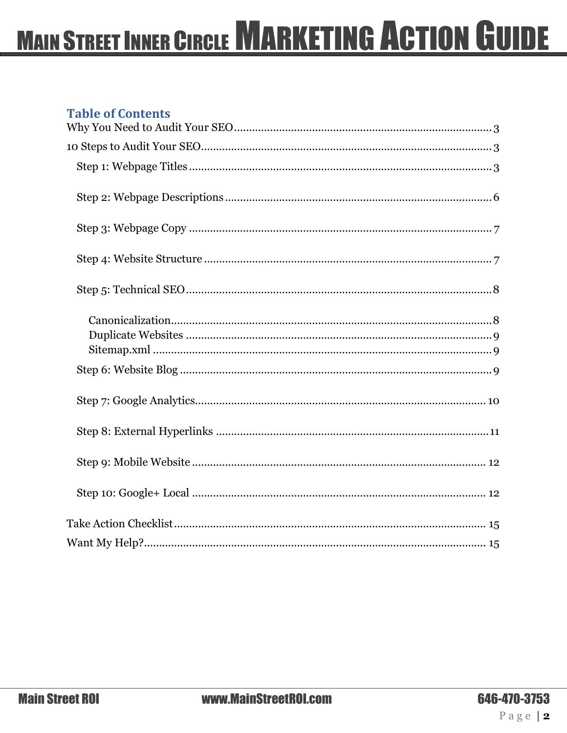## Table of Contents

Why You Need to Audit Your SEO.......... 3

10 Steps to Audit Your SEO.......... 3

- Step 1: Webpage Titles.......... 3
- Step 2: Webpage Descriptions.......... 6
- Step 3: Webpage Copy.......... 7
- Step 4: Website Structure.......... 7
- Step 5: Technical SEO.......... 8
  - Canonicalization.......... 8
  - Duplicate Websites.......... 9
  - Sitemap.xml.......... 9
- Step 6: Website Blog.......... 9
- Step 7: Google Analytics.......... 10
- Step 8: External Hyperlinks.......... 11
- Step 9: Mobile Website.......... 12
- Step 10: Google+ Local.......... 12

Take Action Checklist.......... 15

Want My Help?.......... 15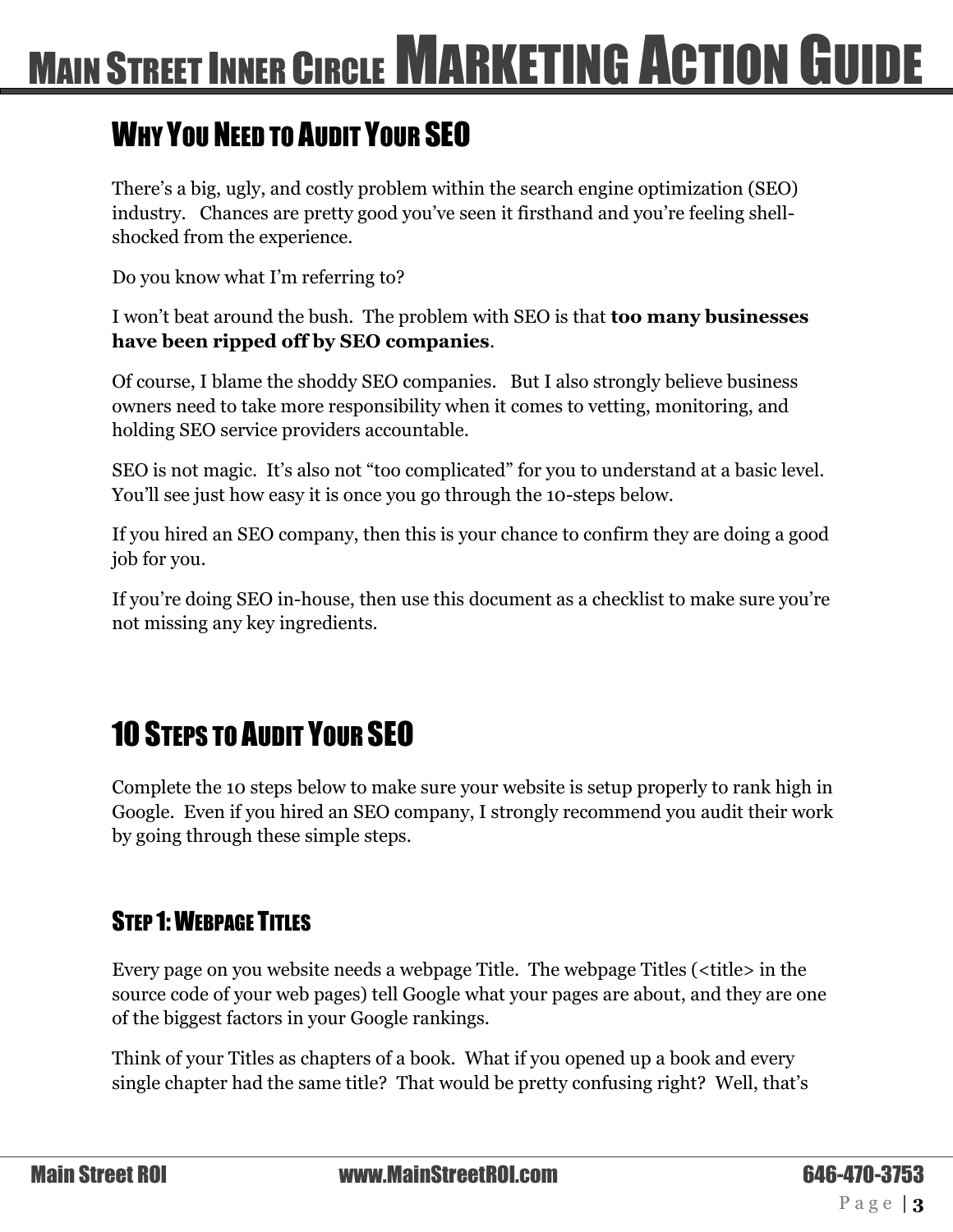## Why You Need to Audit Your SEO

There's a big, ugly, and costly problem within the search engine optimization (SEO) industry. Chances are pretty good you've seen it firsthand and you're feeling shell-shocked from the experience.

Do you know what I'm referring to?

I won't beat around the bush. The problem with SEO is that **too many businesses have been ripped off by SEO companies**.

Of course, I blame the shoddy SEO companies. But I also strongly believe business owners need to take more responsibility when it comes to vetting, monitoring, and holding SEO service providers accountable.

SEO is not magic. It's also not "too complicated" for you to understand at a basic level. You'll see just how easy it is once you go through the 10-steps below.

If you hired an SEO company, then this is your chance to confirm they are doing a good job for you.

If you're doing SEO in-house, then use this document as a checklist to make sure you're not missing any key ingredients.

## 10 Steps to Audit Your SEO

Complete the 10 steps below to make sure your website is setup properly to rank high in Google. Even if you hired an SEO company, I strongly recommend you audit their work by going through these simple steps.

### Step 1: Webpage Titles

Every page on you website needs a webpage Title. The webpage Titles (<title> in the source code of your web pages) tell Google what your pages are about, and they are one of the biggest factors in your Google rankings.

Think of your Titles as chapters of a book. What if you opened up a book and every single chapter had the same title? That would be pretty confusing right? Well, that's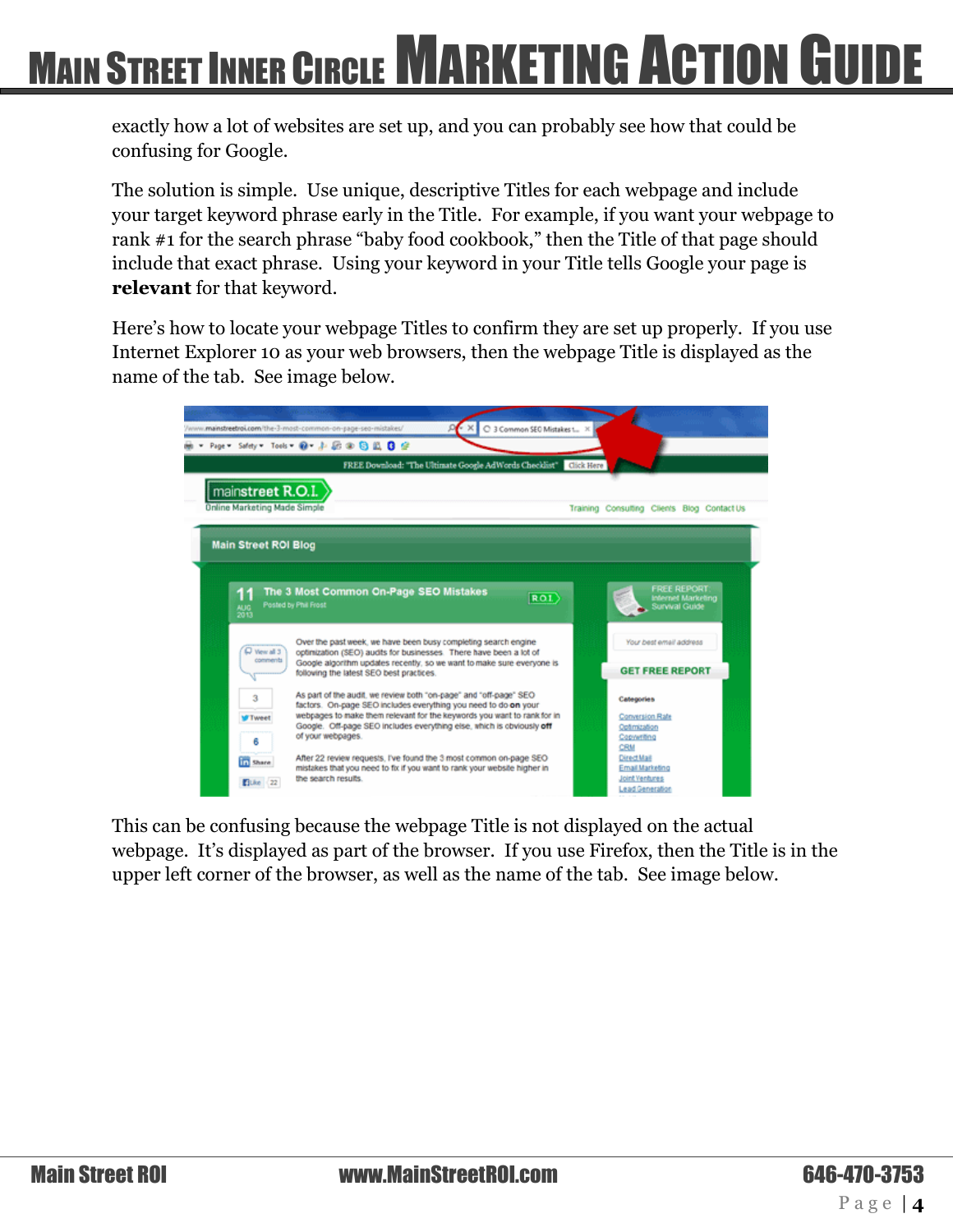exactly how a lot of websites are set up, and you can probably see how that could be confusing for Google.

The solution is simple. Use unique, descriptive Titles for each webpage and include your target keyword phrase early in the Title. For example, if you want your webpage to rank #1 for the search phrase "baby food cookbook," then the Title of that page should include that exact phrase. Using your keyword in your Title tells Google your page is **relevant** for that keyword.

Here's how to locate your webpage Titles to confirm they are set up properly. If you use Internet Explorer 10 as your web browsers, then the webpage Title is displayed as the name of the tab. See image below.

This can be confusing because the webpage Title is not displayed on the actual webpage. It's displayed as part of the browser. If you use Firefox, then the Title is in the upper left corner of the browser, as well as the name of the tab. See image below.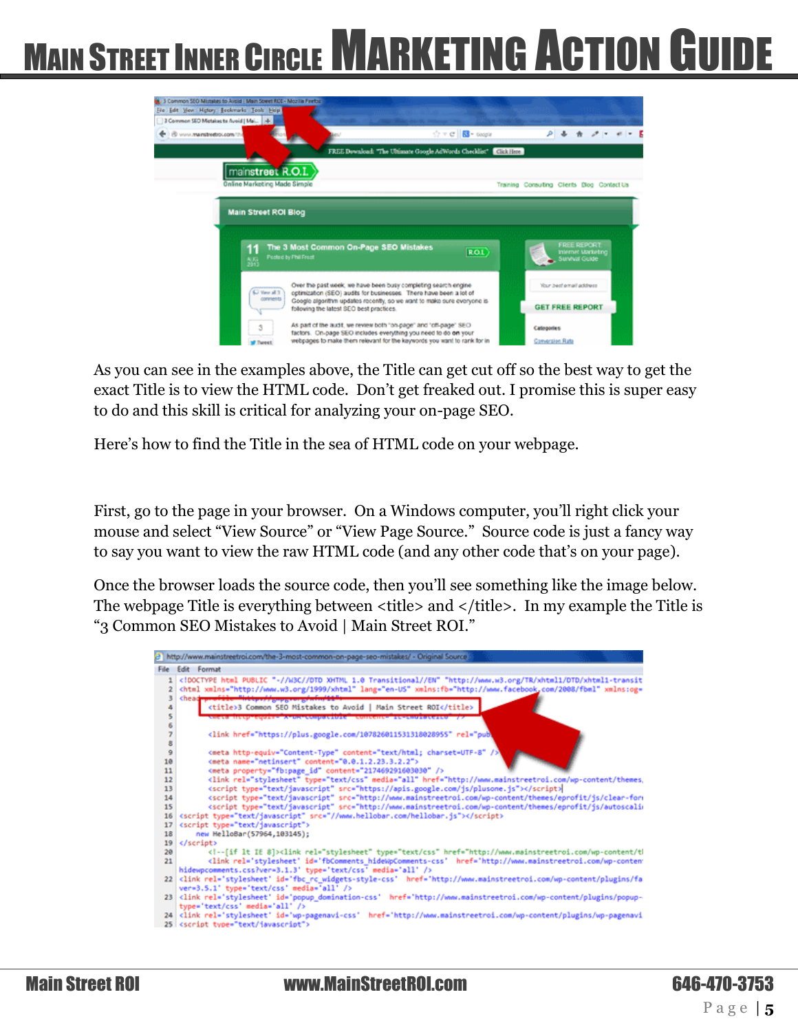As you can see in the examples above, the Title can get cut off so the best way to get the exact Title is to view the HTML code. Don't get freaked out. I promise this is super easy to do and this skill is critical for analyzing your on-page SEO.

Here's how to find the Title in the sea of HTML code on your webpage.

First, go to the page in your browser. On a Windows computer, you'll right click your mouse and select "View Source" or "View Page Source." Source code is just a fancy way to say you want to view the raw HTML code (and any other code that's on your page).

Once the browser loads the source code, then you'll see something like the image below. The webpage Title is everything between <title> and </title>. In my example the Title is "3 Common SEO Mistakes to Avoid | Main Street ROI."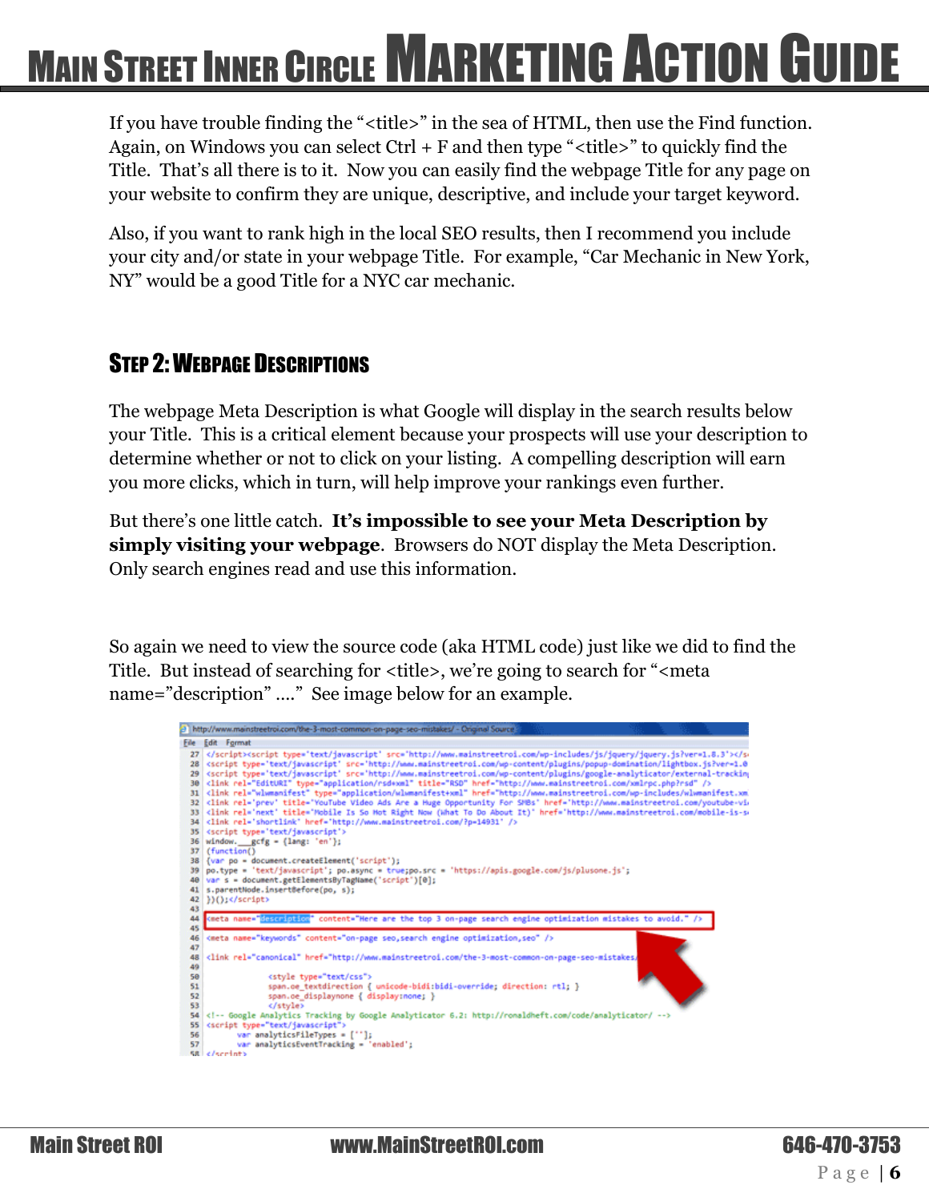If you have trouble finding the "<title>" in the sea of HTML, then use the Find function. Again, on Windows you can select Ctrl + F and then type "<title>" to quickly find the Title. That's all there is to it. Now you can easily find the webpage Title for any page on your website to confirm they are unique, descriptive, and include your target keyword.

Also, if you want to rank high in the local SEO results, then I recommend you include your city and/or state in your webpage Title. For example, "Car Mechanic in New York, NY" would be a good Title for a NYC car mechanic.

## Step 2: Webpage Descriptions

The webpage Meta Description is what Google will display in the search results below your Title. This is a critical element because your prospects will use your description to determine whether or not to click on your listing. A compelling description will earn you more clicks, which in turn, will help improve your rankings even further.

But there's one little catch. **It's impossible to see your Meta Description by simply visiting your webpage**. Browsers do NOT display the Meta Description. Only search engines read and use this information.

So again we need to view the source code (aka HTML code) just like we did to find the Title. But instead of searching for <title>, we're going to search for "<meta name="description" ...." See image below for an example.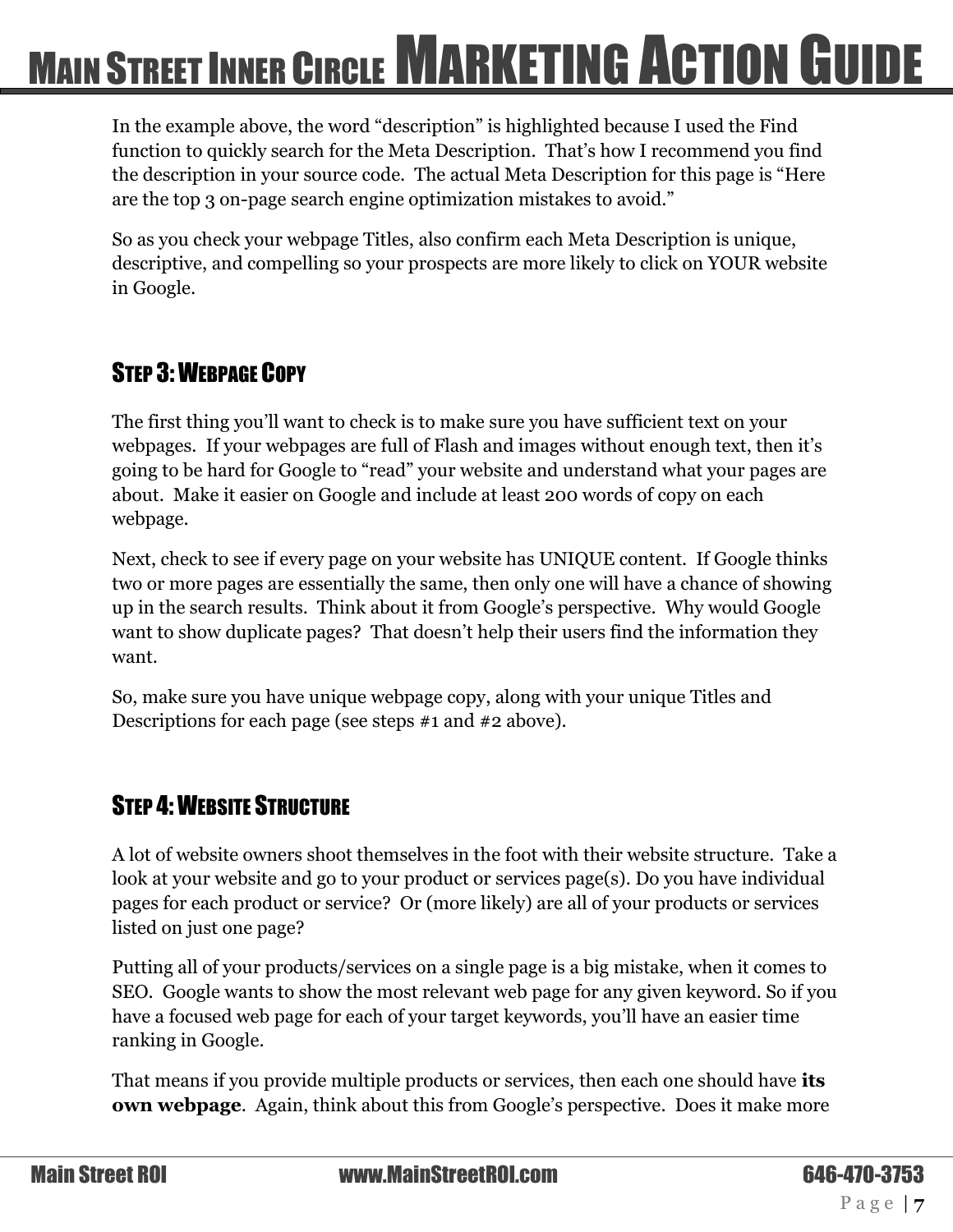In the example above, the word "description" is highlighted because I used the Find function to quickly search for the Meta Description. That's how I recommend you find the description in your source code. The actual Meta Description for this page is "Here are the top 3 on-page search engine optimization mistakes to avoid."

So as you check your webpage Titles, also confirm each Meta Description is unique, descriptive, and compelling so your prospects are more likely to click on YOUR website in Google.

## STEP 3: WEBPAGE COPY

The first thing you'll want to check is to make sure you have sufficient text on your webpages. If your webpages are full of Flash and images without enough text, then it's going to be hard for Google to "read" your website and understand what your pages are about. Make it easier on Google and include at least 200 words of copy on each webpage.

Next, check to see if every page on your website has UNIQUE content. If Google thinks two or more pages are essentially the same, then only one will have a chance of showing up in the search results. Think about it from Google's perspective. Why would Google want to show duplicate pages? That doesn't help their users find the information they want.

So, make sure you have unique webpage copy, along with your unique Titles and Descriptions for each page (see steps #1 and #2 above).

## STEP 4: WEBSITE STRUCTURE

A lot of website owners shoot themselves in the foot with their website structure. Take a look at your website and go to your product or services page(s). Do you have individual pages for each product or service? Or (more likely) are all of your products or services listed on just one page?

Putting all of your products/services on a single page is a big mistake, when it comes to SEO. Google wants to show the most relevant web page for any given keyword. So if you have a focused web page for each of your target keywords, you'll have an easier time ranking in Google.

That means if you provide multiple products or services, then each one should have **its own webpage**. Again, think about this from Google's perspective. Does it make more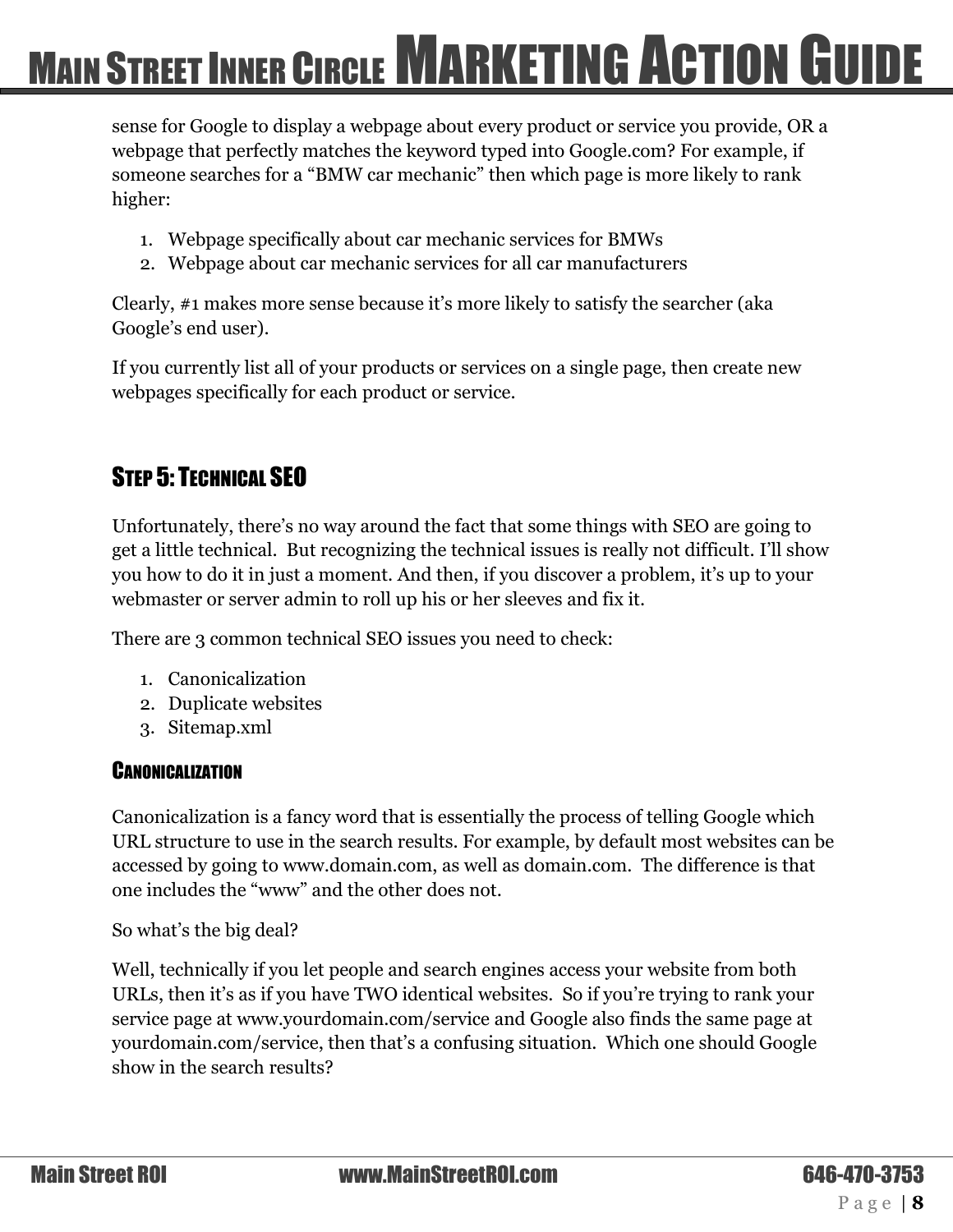sense for Google to display a webpage about every product or service you provide, OR a webpage that perfectly matches the keyword typed into Google.com? For example, if someone searches for a "BMW car mechanic" then which page is more likely to rank higher:

1. Webpage specifically about car mechanic services for BMWs
2. Webpage about car mechanic services for all car manufacturers

Clearly, #1 makes more sense because it's more likely to satisfy the searcher (aka Google's end user).

If you currently list all of your products or services on a single page, then create new webpages specifically for each product or service.

## STEP 5: TECHNICAL SEO

Unfortunately, there's no way around the fact that some things with SEO are going to get a little technical. But recognizing the technical issues is really not difficult. I'll show you how to do it in just a moment. And then, if you discover a problem, it's up to your webmaster or server admin to roll up his or her sleeves and fix it.

There are 3 common technical SEO issues you need to check:

1. Canonicalization
2. Duplicate websites
3. Sitemap.xml

### CANONICALIZATION

Canonicalization is a fancy word that is essentially the process of telling Google which URL structure to use in the search results. For example, by default most websites can be accessed by going to www.domain.com, as well as domain.com. The difference is that one includes the "www" and the other does not.

So what's the big deal?

Well, technically if you let people and search engines access your website from both URLs, then it's as if you have TWO identical websites. So if you're trying to rank your service page at www.yourdomain.com/service and Google also finds the same page at yourdomain.com/service, then that's a confusing situation. Which one should Google show in the search results?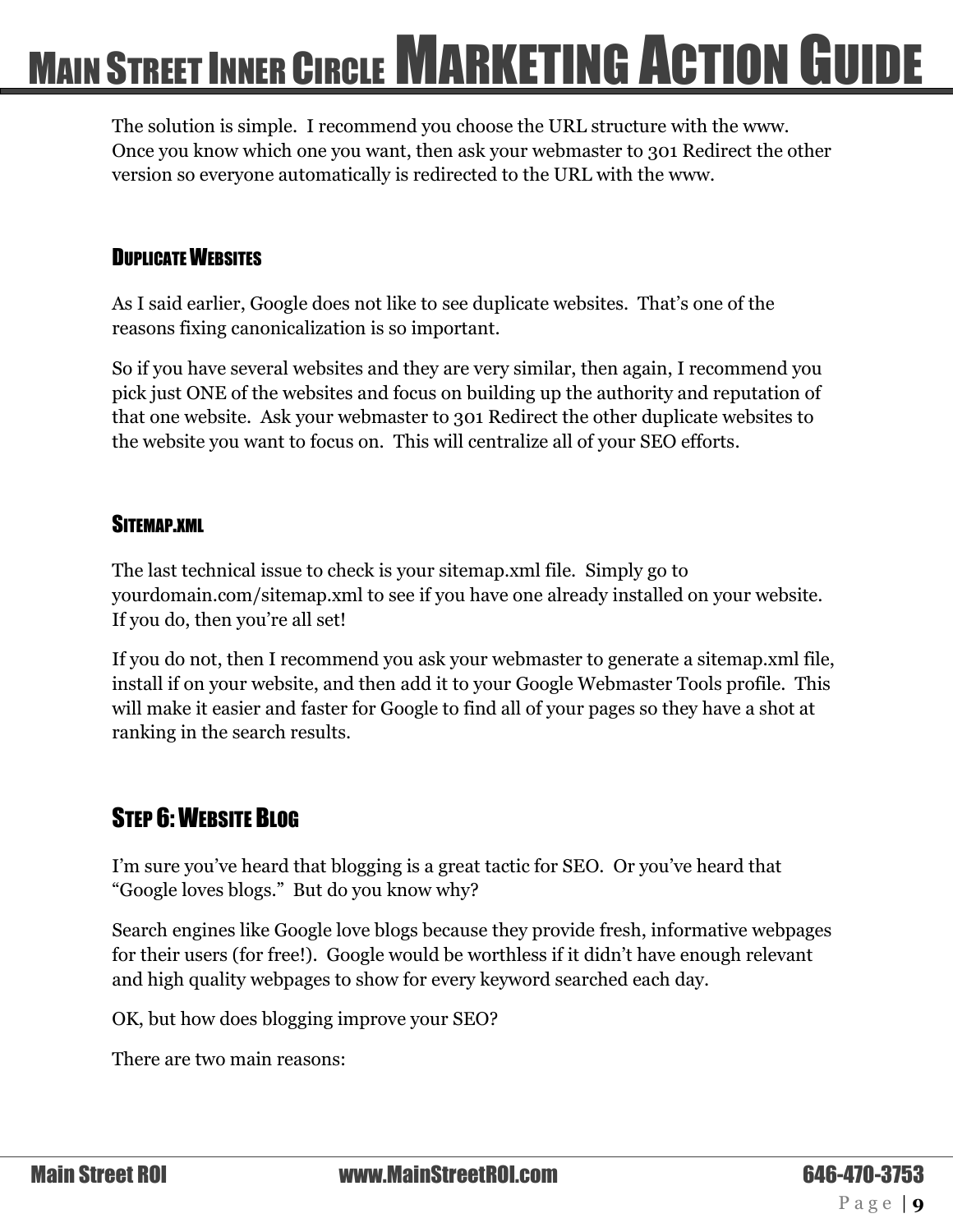The solution is simple. I recommend you choose the URL structure with the www. Once you know which one you want, then ask your webmaster to 301 Redirect the other version so everyone automatically is redirected to the URL with the www.

### Duplicate Websites

As I said earlier, Google does not like to see duplicate websites. That's one of the reasons fixing canonicalization is so important.

So if you have several websites and they are very similar, then again, I recommend you pick just ONE of the websites and focus on building up the authority and reputation of that one website. Ask your webmaster to 301 Redirect the other duplicate websites to the website you want to focus on. This will centralize all of your SEO efforts.

### Sitemap.xml

The last technical issue to check is your sitemap.xml file. Simply go to yourdomain.com/sitemap.xml to see if you have one already installed on your website. If you do, then you're all set!

If you do not, then I recommend you ask your webmaster to generate a sitemap.xml file, install if on your website, and then add it to your Google Webmaster Tools profile. This will make it easier and faster for Google to find all of your pages so they have a shot at ranking in the search results.

## Step 6: Website Blog

I'm sure you've heard that blogging is a great tactic for SEO. Or you've heard that "Google loves blogs." But do you know why?

Search engines like Google love blogs because they provide fresh, informative webpages for their users (for free!). Google would be worthless if it didn't have enough relevant and high quality webpages to show for every keyword searched each day.

OK, but how does blogging improve your SEO?

There are two main reasons: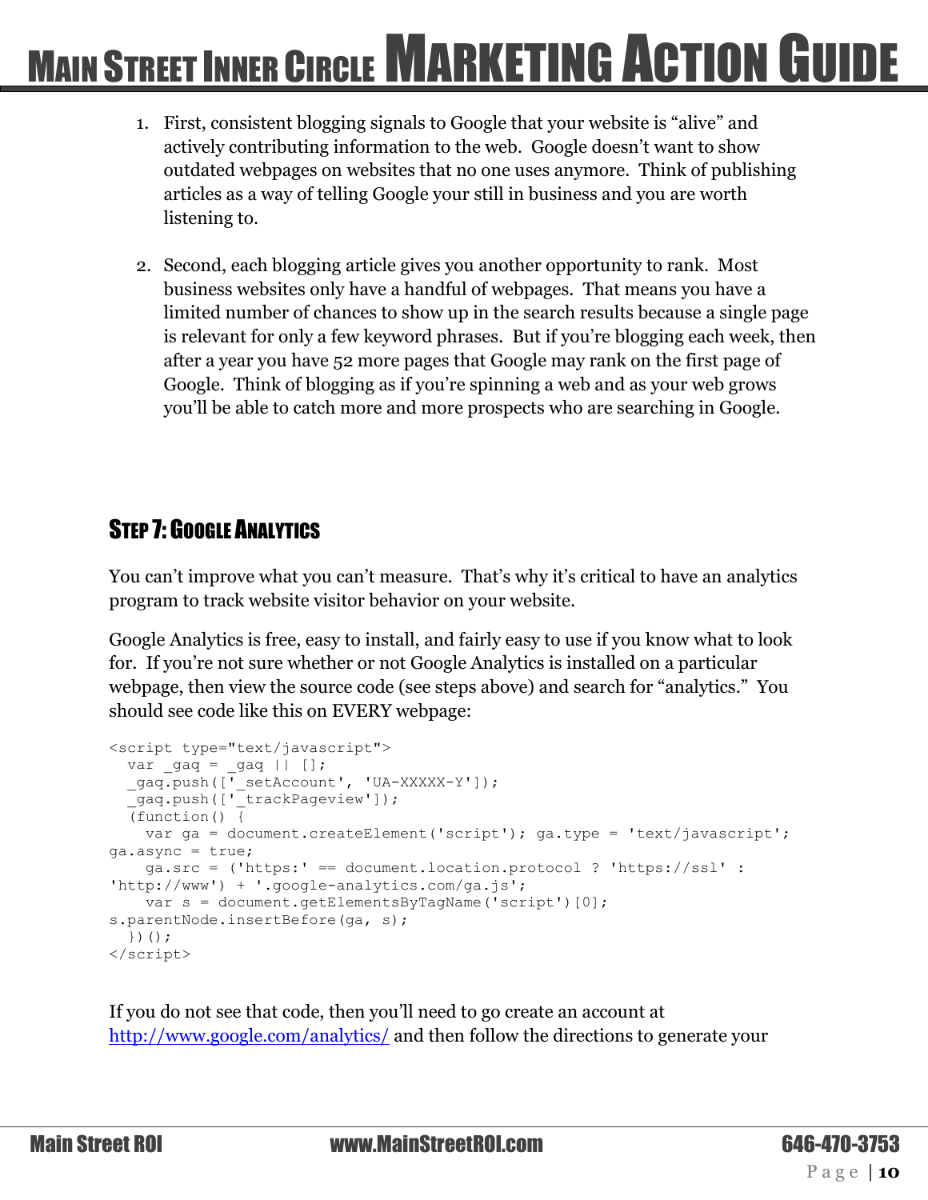1. First, consistent blogging signals to Google that your website is "alive" and actively contributing information to the web. Google doesn't want to show outdated webpages on websites that no one uses anymore. Think of publishing articles as a way of telling Google your still in business and you are worth listening to.

2. Second, each blogging article gives you another opportunity to rank. Most business websites only have a handful of webpages. That means you have a limited number of chances to show up in the search results because a single page is relevant for only a few keyword phrases. But if you're blogging each week, then after a year you have 52 more pages that Google may rank on the first page of Google. Think of blogging as if you're spinning a web and as your web grows you'll be able to catch more and more prospects who are searching in Google.

## Step 7: Google Analytics

You can't improve what you can't measure. That's why it's critical to have an analytics program to track website visitor behavior on your website.

Google Analytics is free, easy to install, and fairly easy to use if you know what to look for. If you're not sure whether or not Google Analytics is installed on a particular webpage, then view the source code (see steps above) and search for "analytics." You should see code like this on EVERY webpage:

```
<script type="text/javascript">
  var _gaq = _gaq || [];
  _gaq.push(['_setAccount', 'UA-XXXXX-Y']);
  _gaq.push(['_trackPageview']);
  (function() {
    var ga = document.createElement('script'); ga.type = 'text/javascript';
ga.async = true;
    ga.src = ('https:' == document.location.protocol ? 'https://ssl' :
'http://www') + '.google-analytics.com/ga.js';
    var s = document.getElementsByTagName('script')[0];
s.parentNode.insertBefore(ga, s);
  })();
</script>
```

If you do not see that code, then you'll need to go create an account at [http://www.google.com/analytics/](http://www.google.com/analytics/) and then follow the directions to generate your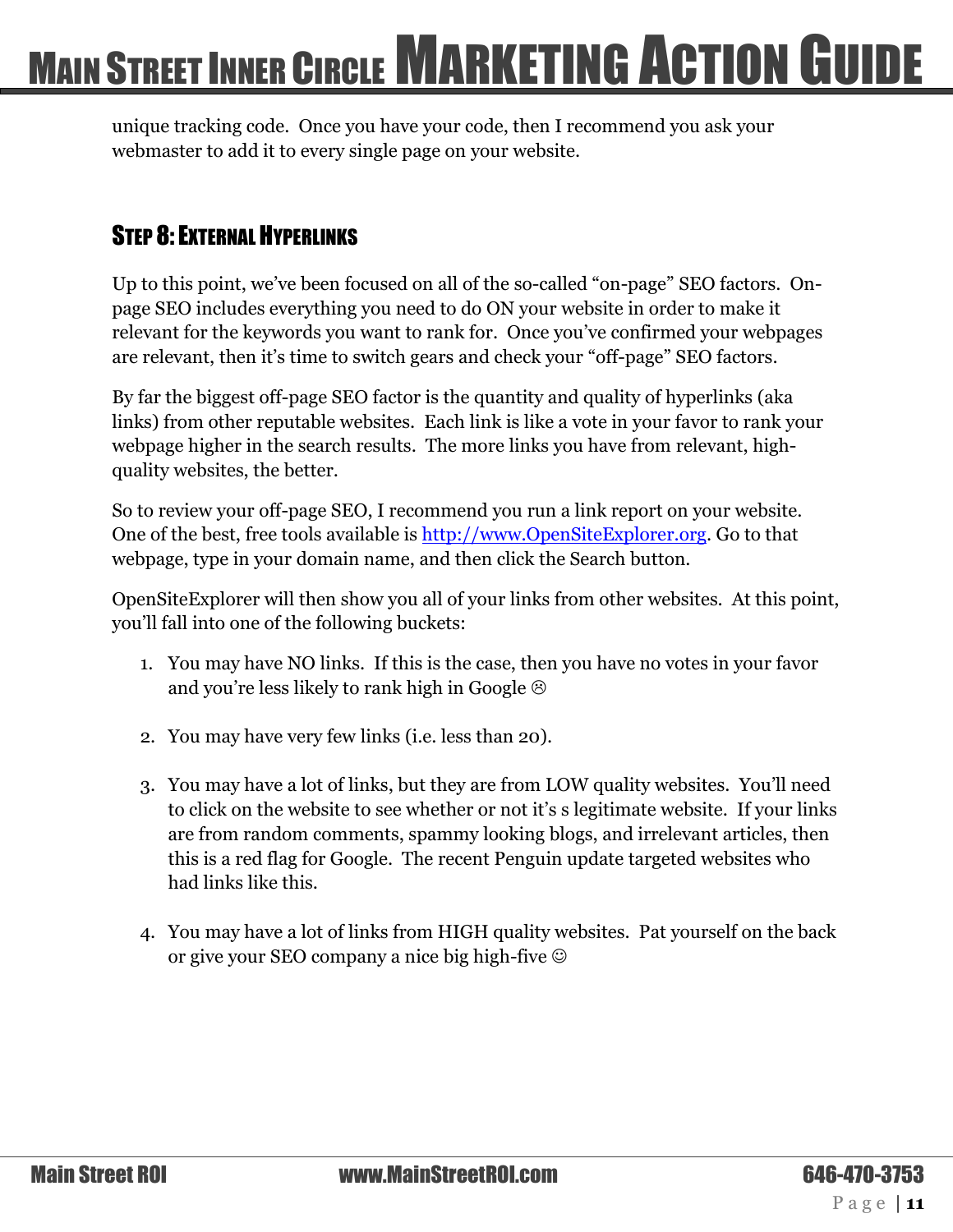unique tracking code. Once you have your code, then I recommend you ask your webmaster to add it to every single page on your website.

## Step 8: External Hyperlinks

Up to this point, we've been focused on all of the so-called "on-page" SEO factors. On-page SEO includes everything you need to do ON your website in order to make it relevant for the keywords you want to rank for. Once you've confirmed your webpages are relevant, then it's time to switch gears and check your "off-page" SEO factors.

By far the biggest off-page SEO factor is the quantity and quality of hyperlinks (aka links) from other reputable websites. Each link is like a vote in your favor to rank your webpage higher in the search results. The more links you have from relevant, high-quality websites, the better.

So to review your off-page SEO, I recommend you run a link report on your website. One of the best, free tools available is [http://www.OpenSiteExplorer.org](http://www.OpenSiteExplorer.org). Go to that webpage, type in your domain name, and then click the Search button.

OpenSiteExplorer will then show you all of your links from other websites. At this point, you'll fall into one of the following buckets:

1. You may have NO links. If this is the case, then you have no votes in your favor and you're less likely to rank high in Google ☹

2. You may have very few links (i.e. less than 20).

3. You may have a lot of links, but they are from LOW quality websites. You'll need to click on the website to see whether or not it's s legitimate website. If your links are from random comments, spammy looking blogs, and irrelevant articles, then this is a red flag for Google. The recent Penguin update targeted websites who had links like this.

4. You may have a lot of links from HIGH quality websites. Pat yourself on the back or give your SEO company a nice big high-five ☺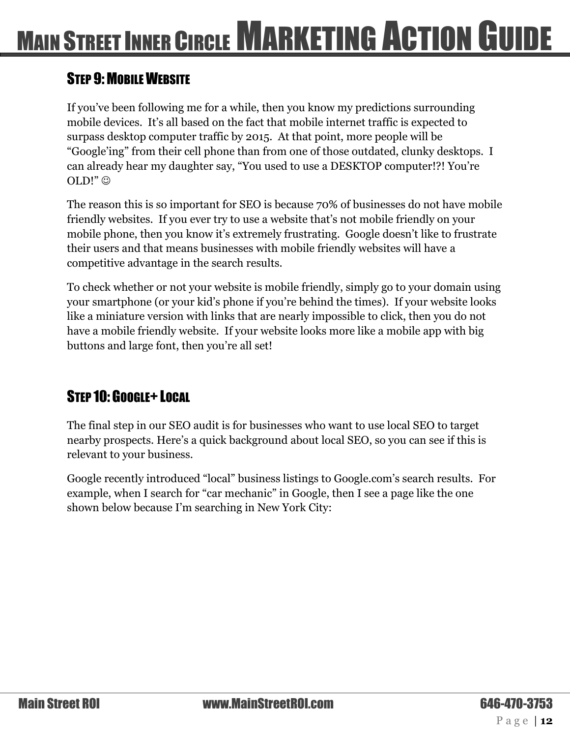## STEP 9: MOBILE WEBSITE

If you've been following me for a while, then you know my predictions surrounding mobile devices. It's all based on the fact that mobile internet traffic is expected to surpass desktop computer traffic by 2015. At that point, more people will be "Google'ing" from their cell phone than from one of those outdated, clunky desktops. I can already hear my daughter say, "You used to use a DESKTOP computer!?! You're OLD!" ☺

The reason this is so important for SEO is because 70% of businesses do not have mobile friendly websites. If you ever try to use a website that's not mobile friendly on your mobile phone, then you know it's extremely frustrating. Google doesn't like to frustrate their users and that means businesses with mobile friendly websites will have a competitive advantage in the search results.

To check whether or not your website is mobile friendly, simply go to your domain using your smartphone (or your kid's phone if you're behind the times). If your website looks like a miniature version with links that are nearly impossible to click, then you do not have a mobile friendly website. If your website looks more like a mobile app with big buttons and large font, then you're all set!

## STEP 10: GOOGLE+ LOCAL

The final step in our SEO audit is for businesses who want to use local SEO to target nearby prospects. Here's a quick background about local SEO, so you can see if this is relevant to your business.

Google recently introduced "local" business listings to Google.com's search results. For example, when I search for "car mechanic" in Google, then I see a page like the one shown below because I'm searching in New York City: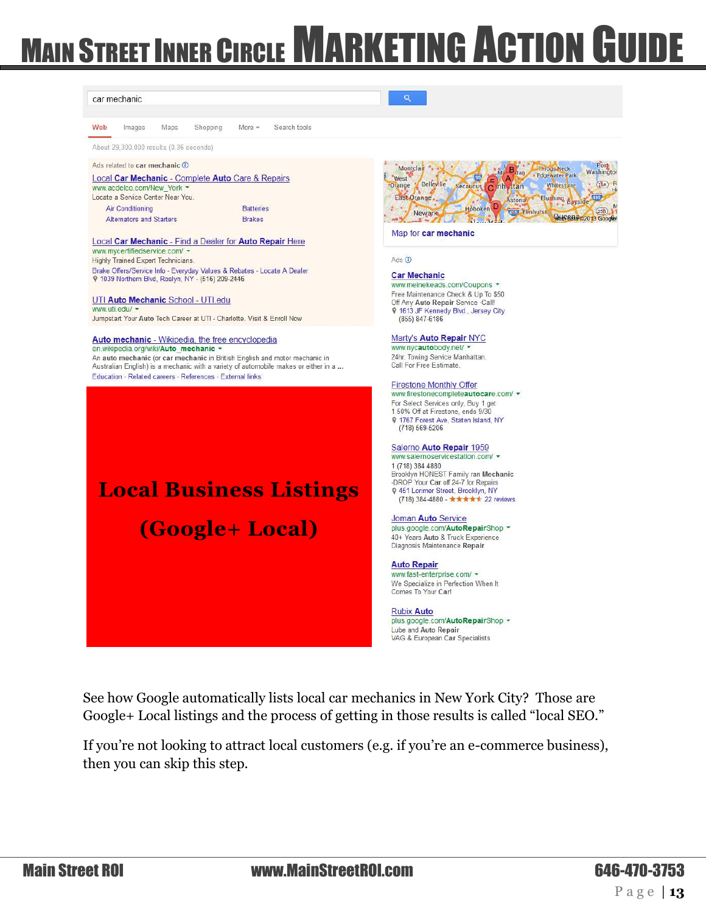car mechanic

Web Images Maps Shopping More Search tools

About 29,300,000 results (0.36 seconds)

Ads related to **car mechanic**

**Local Car Mechanic** - Complete **Auto** Care & **Repairs**
www.acdelco.com/New_York
Locate a Service Center Near You.
Air Conditioning — Batteries
Alternators and Starters — Brakes

**Local Car Mechanic** - Find a Dealer for **Auto Repair** Here
www.mycertifiedservice.com/
Highly Trained Expert Technicians.
Brake Offers/Service Info - Everyday Values & Rebates - Locate A Dealer
1039 Northern Blvd, Roslyn, NY - (516) 209-2446

UTI **Auto Mechanic** School - UTI.edu
www.uti.edu/
Jumpstart Your **Auto** Tech Career at UTI - Charlotte. Visit & Enroll Now

**Auto mechanic** - Wikipedia, the free encyclopedia
en.wikipedia.org/wiki/**Auto_mechanic**
An **auto mechanic** (or **car mechanic** in British English and motor mechanic in Australian English) is a mechanic with a variety of automobile makes or either in a ...
Education - Related careers - References - External links

**Local Business Listings**

**(Google+ Local)**

Map for **car mechanic**

Ads

**Car Mechanic**
www.meinekeads.com/Coupons
Free Maintenance Check & Up To $50 Off Any **Auto Repair** Service -Call!
1613 JF Kennedy Blvd., Jersey City
(855) 847-6186

Marty's **Auto Repair** NYC
www.nyc**auto**body.net/
24hr. Towing Service Manhattan. Call For Free Estimate.

Firestone Monthly Offer
www.firestonecomplete**autocare**.com/
For Select Services only, Buy 1 get 1 50% Off at Firestone, ends 9/30
1767 Forest Ave, Staten Island, NY
(718) 569-5206

Salerno **Auto Repair** 1959
www.salernoservicestation.com/
1 (718) 384 4880
Brooklyn HONEST Family ran **Mechanic** -DROP Your **Car** off 24-7 for Repairs
451 Lorimer Street, Brooklyn, NY
(718) 384-4880 - ★★★★★ 22 reviews

Joman **Auto** Service
plus.google.com/**AutoRepair**Shop
40+ Years **Auto** & Truck Experience
Diagnosis Maintenance **Repair**

**Auto Repair**
www.fast-enterprise.com/
We Specialize in Perfection When It Comes To Your **Car**!

Rubix **Auto**
plus.google.com/**AutoRepair**Shop
Lube and **Auto Repair**
VAG & European **Car** Specialists

See how Google automatically lists local car mechanics in New York City? Those are Google+ Local listings and the process of getting in those results is called "local SEO."

If you're not looking to attract local customers (e.g. if you're an e-commerce business), then you can skip this step.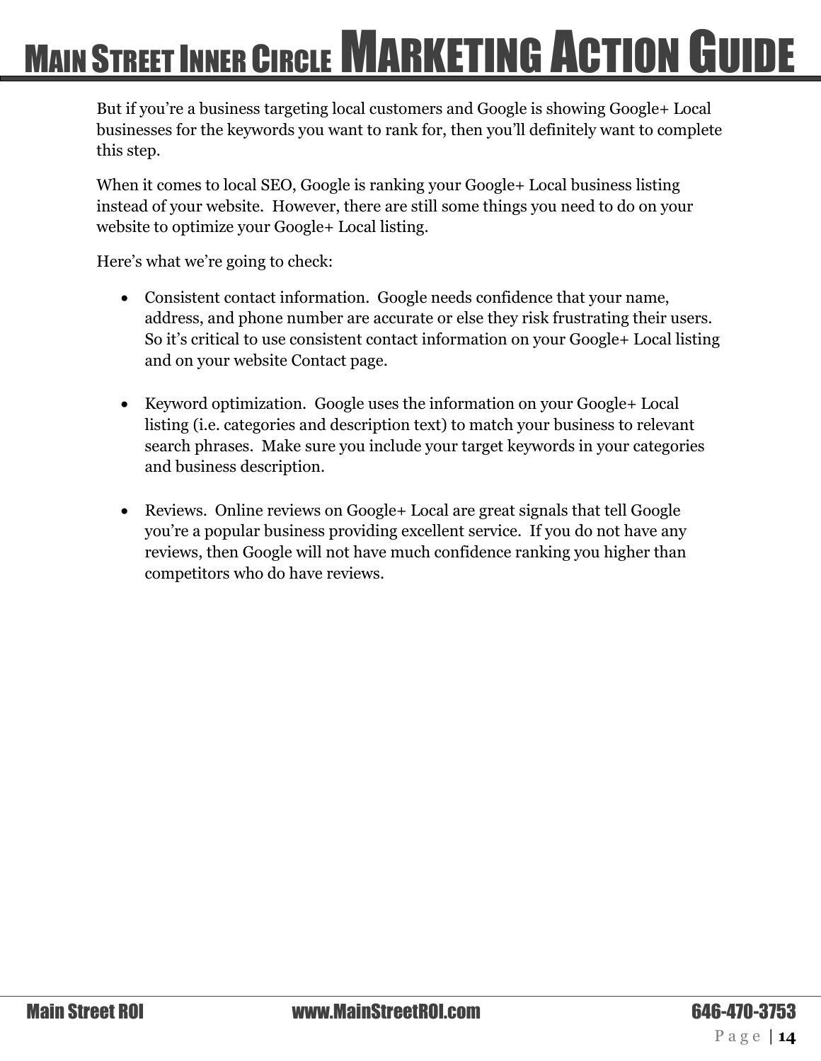But if you're a business targeting local customers and Google is showing Google+ Local businesses for the keywords you want to rank for, then you'll definitely want to complete this step.

When it comes to local SEO, Google is ranking your Google+ Local business listing instead of your website. However, there are still some things you need to do on your website to optimize your Google+ Local listing.

Here's what we're going to check:

- Consistent contact information. Google needs confidence that your name, address, and phone number are accurate or else they risk frustrating their users. So it's critical to use consistent contact information on your Google+ Local listing and on your website Contact page.

- Keyword optimization. Google uses the information on your Google+ Local listing (i.e. categories and description text) to match your business to relevant search phrases. Make sure you include your target keywords in your categories and business description.

- Reviews. Online reviews on Google+ Local are great signals that tell Google you're a popular business providing excellent service. If you do not have any reviews, then Google will not have much confidence ranking you higher than competitors who do have reviews.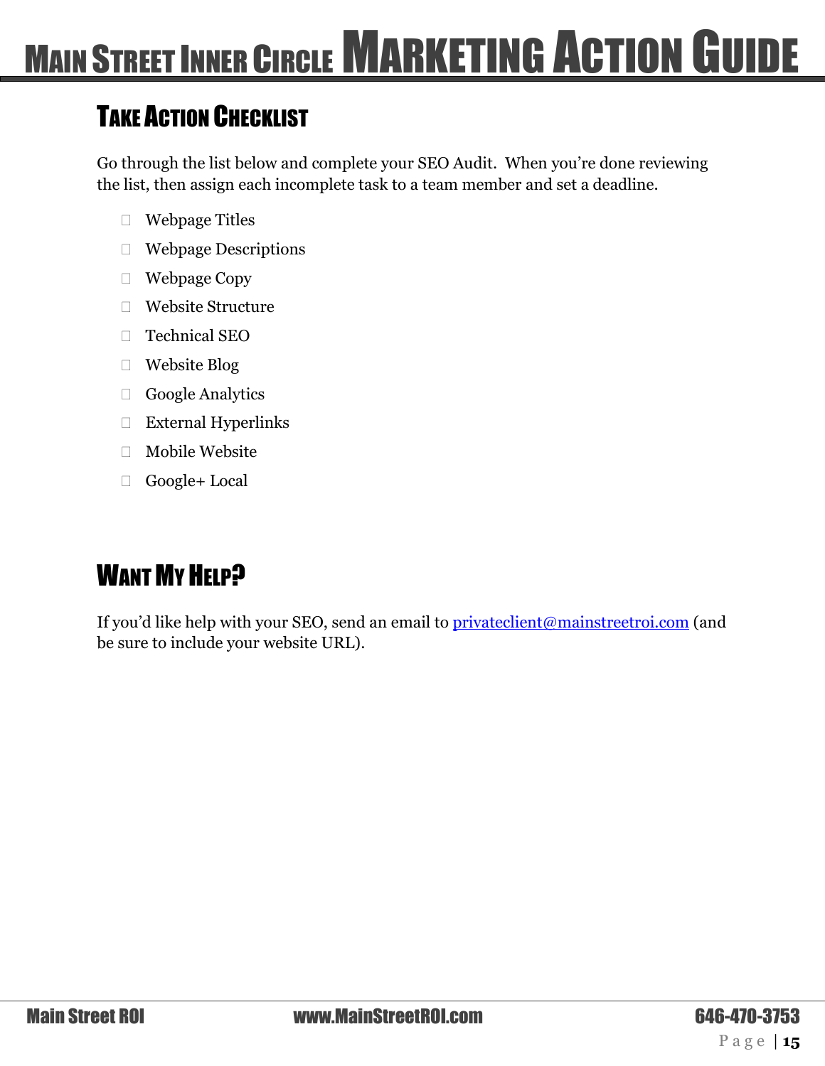## Take Action Checklist

Go through the list below and complete your SEO Audit. When you're done reviewing the list, then assign each incomplete task to a team member and set a deadline.

- [ ] Webpage Titles
- [ ] Webpage Descriptions
- [ ] Webpage Copy
- [ ] Website Structure
- [ ] Technical SEO
- [ ] Website Blog
- [ ] Google Analytics
- [ ] External Hyperlinks
- [ ] Mobile Website
- [ ] Google+ Local

## Want My Help?

If you'd like help with your SEO, send an email to privateclient@mainstreetroi.com (and be sure to include your website URL).